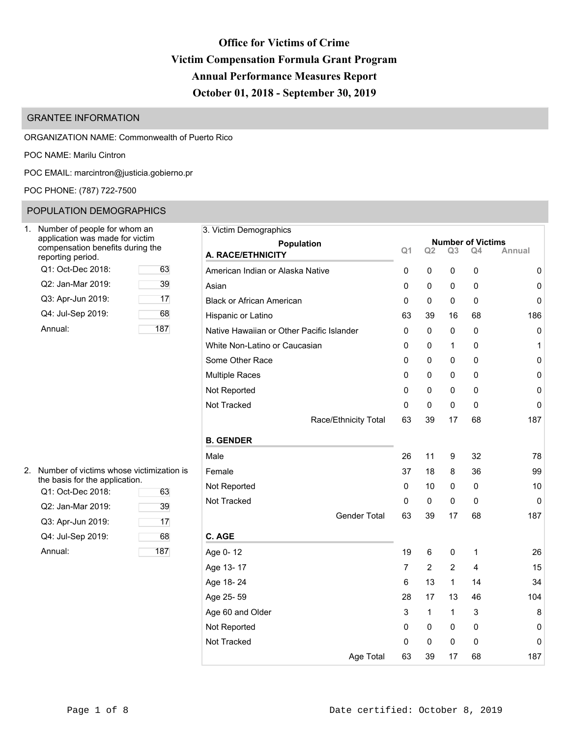# Office for Victims of Crime
# Victim Compensation Formula Grant Program
# Annual Performance Measures Report
# October 01, 2018 - September 30, 2019

## GRANTEE INFORMATION

ORGANIZATION NAME: Commonwealth of Puerto Rico

POC NAME: Marilu Cintron

POC EMAIL: marcintron@justicia.gobierno.pr

POC PHONE: (787) 722-7500

## POPULATION DEMOGRAPHICS

1. Number of people for whom an application was made for victim compensation benefits during the reporting period.

| | |
|---|---|
| Q1: Oct-Dec 2018: | 63 |
| Q2: Jan-Mar 2019: | 39 |
| Q3: Apr-Jun 2019: | 17 |
| Q4: Jul-Sep 2019: | 68 |
| Annual: | 187 |

2. Number of victims whose victimization is the basis for the application.

| | |
|---|---|
| Q1: Oct-Dec 2018: | 63 |
| Q2: Jan-Mar 2019: | 39 |
| Q3: Apr-Jun 2019: | 17 |
| Q4: Jul-Sep 2019: | 68 |
| Annual: | 187 |

3. Victim Demographics

| Population | Number of Victims | | | | |
|---|---|---|---|---|---|
| | Q1 | Q2 | Q3 | Q4 | Annual |
| **A. RACE/ETHNICITY** | | | | | |
| American Indian or Alaska Native | 0 | 0 | 0 | 0 | 0 |
| Asian | 0 | 0 | 0 | 0 | 0 |
| Black or African American | 0 | 0 | 0 | 0 | 0 |
| Hispanic or Latino | 63 | 39 | 16 | 68 | 186 |
| Native Hawaiian or Other Pacific Islander | 0 | 0 | 0 | 0 | 0 |
| White Non-Latino or Caucasian | 0 | 0 | 1 | 0 | 1 |
| Some Other Race | 0 | 0 | 0 | 0 | 0 |
| Multiple Races | 0 | 0 | 0 | 0 | 0 |
| Not Reported | 0 | 0 | 0 | 0 | 0 |
| Not Tracked | 0 | 0 | 0 | 0 | 0 |
| Race/Ethnicity Total | 63 | 39 | 17 | 68 | 187 |
| **B. GENDER** | | | | | |
| Male | 26 | 11 | 9 | 32 | 78 |
| Female | 37 | 18 | 8 | 36 | 99 |
| Not Reported | 0 | 10 | 0 | 0 | 10 |
| Not Tracked | 0 | 0 | 0 | 0 | 0 |
| Gender Total | 63 | 39 | 17 | 68 | 187 |
| **C. AGE** | | | | | |
| Age 0- 12 | 19 | 6 | 0 | 1 | 26 |
| Age 13- 17 | 7 | 2 | 2 | 4 | 15 |
| Age 18- 24 | 6 | 13 | 1 | 14 | 34 |
| Age 25- 59 | 28 | 17 | 13 | 46 | 104 |
| Age 60 and Older | 3 | 1 | 1 | 3 | 8 |
| Not Reported | 0 | 0 | 0 | 0 | 0 |
| Not Tracked | 0 | 0 | 0 | 0 | 0 |
| Age Total | 63 | 39 | 17 | 68 | 187 |

Date certified: October 8, 2019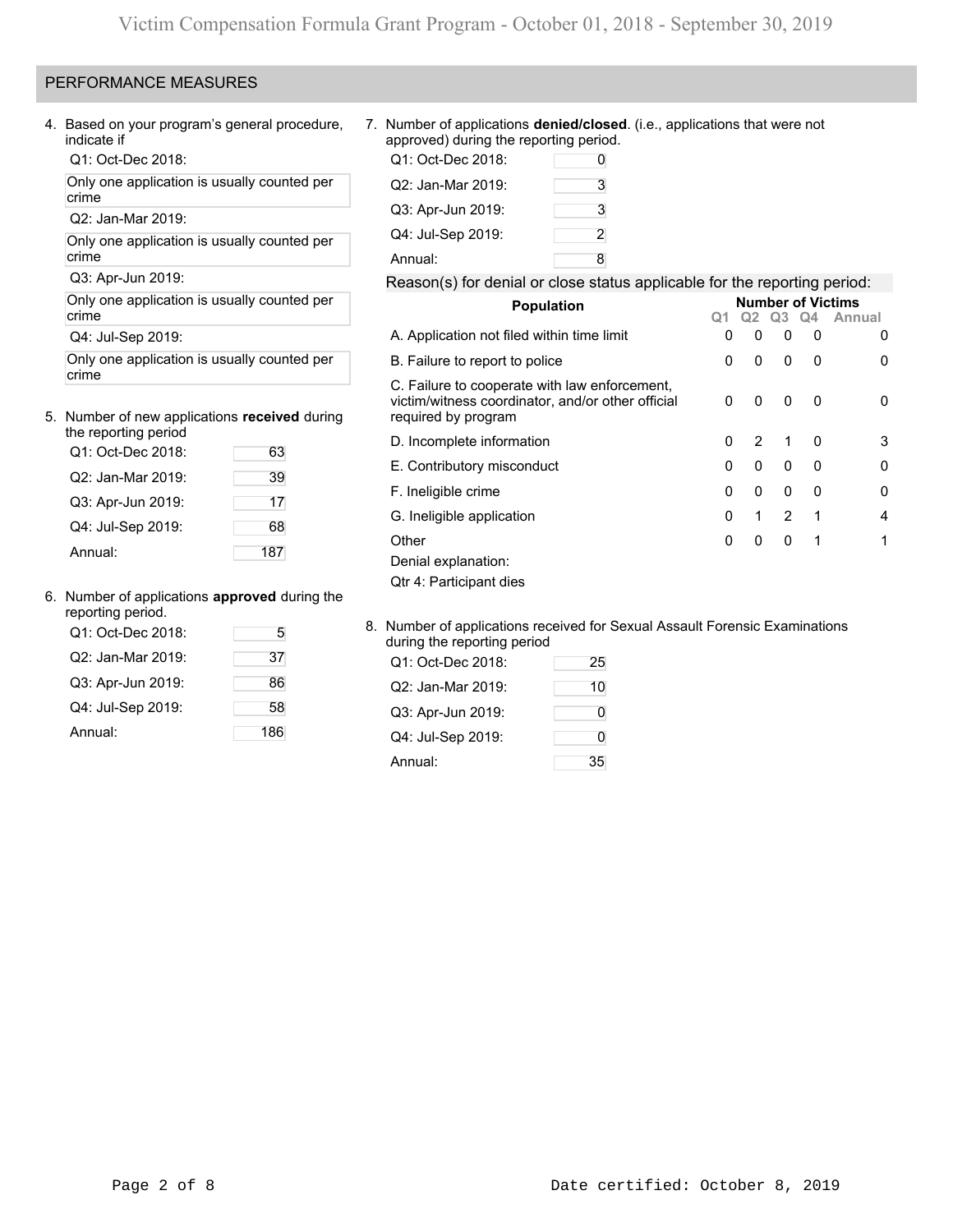## PERFORMANCE MEASURES

4. Based on your program's general procedure, indicate if

   Q1: Oct-Dec 2018:

   Only one application is usually counted per crime

   Q2: Jan-Mar 2019:

   Only one application is usually counted per crime

   Q3: Apr-Jun 2019:

   Only one application is usually counted per crime

   Q4: Jul-Sep 2019:

   Only one application is usually counted per crime

5. Number of new applications **received** during the reporting period

| Period | Count |
|---|---|
| Q1: Oct-Dec 2018: | 63 |
| Q2: Jan-Mar 2019: | 39 |
| Q3: Apr-Jun 2019: | 17 |
| Q4: Jul-Sep 2019: | 68 |
| Annual: | 187 |

6. Number of applications **approved** during the reporting period.

| Period | Count |
|---|---|
| Q1: Oct-Dec 2018: | 5 |
| Q2: Jan-Mar 2019: | 37 |
| Q3: Apr-Jun 2019: | 86 |
| Q4: Jul-Sep 2019: | 58 |
| Annual: | 186 |

7. Number of applications **denied/closed**. (i.e., applications that were not approved) during the reporting period.

| Period | Count |
|---|---|
| Q1: Oct-Dec 2018: | 0 |
| Q2: Jan-Mar 2019: | 3 |
| Q3: Apr-Jun 2019: | 3 |
| Q4: Jul-Sep 2019: | 2 |
| Annual: | 8 |

Reason(s) for denial or close status applicable for the reporting period:

| Population | Number of Victims | | | | |
|---|---|---|---|---|---|
| | Q1 | Q2 | Q3 | Q4 | Annual |
| A. Application not filed within time limit | 0 | 0 | 0 | 0 | 0 |
| B. Failure to report to police | 0 | 0 | 0 | 0 | 0 |
| C. Failure to cooperate with law enforcement, victim/witness coordinator, and/or other official required by program | 0 | 0 | 0 | 0 | 0 |
| D. Incomplete information | 0 | 2 | 1 | 0 | 3 |
| E. Contributory misconduct | 0 | 0 | 0 | 0 | 0 |
| F. Ineligible crime | 0 | 0 | 0 | 0 | 0 |
| G. Ineligible application | 0 | 1 | 2 | 1 | 4 |
| Other | 0 | 0 | 0 | 1 | 1 |

Denial explanation:

Qtr 4: Participant dies

8. Number of applications received for Sexual Assault Forensic Examinations during the reporting period

| Period | Count |
|---|---|
| Q1: Oct-Dec 2018: | 25 |
| Q2: Jan-Mar 2019: | 10 |
| Q3: Apr-Jun 2019: | 0 |
| Q4: Jul-Sep 2019: | 0 |
| Annual: | 35 |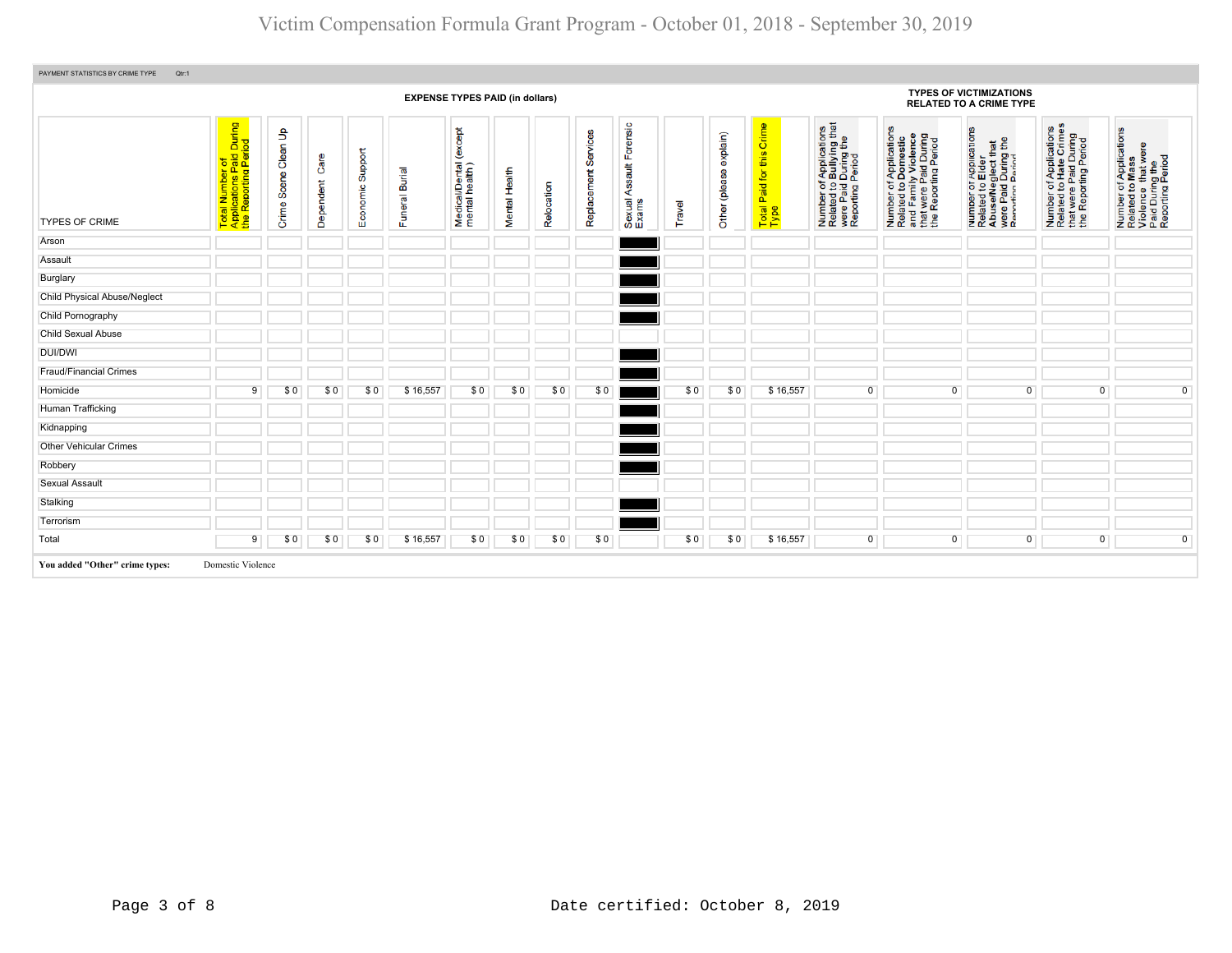# Victim Compensation Formula Grant Program - October 01, 2018 - September 30, 2019

PAYMENT STATISTICS BY CRIME TYPE Qtr:1

| TYPES OF CRIME | EXPENSE TYPES PAID (in dollars) | | | | | | | | | | | | | TYPES OF VICTIMIZATIONS RELATED TO A CRIME TYPE | | | | |
|---|---|---|---|---|---|---|---|---|---|---|---|---|---|---|---|---|---|---|
| | Total Number of Applications Paid During the Reporting Period | Crime Scene Clean Up | Dependent Care | Economic Support | Funeral Burial | Medical/Dental (except mental health ) | Mental Health | Relocation | Replacement Services | Sexual Assault Forensic Exams | Travel | Other (please explain) | Total Paid for this Crime Type | Number of Applications Related to Bullying that were Paid During the Reporting Period | Number of Applications Related to Domestic and Family Violence that were Paid During the Reporting Period | Number of Applications Related to Elder Abuse/Neglect that were Paid During the Reporting Period | Number of Applications Related to Hate Crimes that were Paid During the Reporting Period | Number of Applications Related to Mass Violence that were Paid During the Reporting Period |
| Arson | | | | | | | | | | | | | | | | | | |
| Assault | | | | | | | | | | | | | | | | | | |
| Burglary | | | | | | | | | | | | | | | | | | |
| Child Physical Abuse/Neglect | | | | | | | | | | | | | | | | | | |
| Child Pornography | | | | | | | | | | | | | | | | | | |
| Child Sexual Abuse | | | | | | | | | | | | | | | | | | |
| DUI/DWI | | | | | | | | | | | | | | | | | | |
| Fraud/Financial Crimes | | | | | | | | | | | | | | | | | | |
| Homicide | 9 | $ 0 | $ 0 | $ 0 | $ 16,557 | $ 0 | $ 0 | $ 0 | $ 0 | | $ 0 | $ 0 | $ 16,557 | 0 | 0 | 0 | 0 | 0 |
| Human Trafficking | | | | | | | | | | | | | | | | | | |
| Kidnapping | | | | | | | | | | | | | | | | | | |
| Other Vehicular Crimes | | | | | | | | | | | | | | | | | | |
| Robbery | | | | | | | | | | | | | | | | | | |
| Sexual Assault | | | | | | | | | | | | | | | | | | |
| Stalking | | | | | | | | | | | | | | | | | | |
| Terrorism | | | | | | | | | | | | | | | | | | |
| Total | 9 | $ 0 | $ 0 | $ 0 | $ 16,557 | $ 0 | $ 0 | $ 0 | $ 0 | | $ 0 | $ 0 | $ 16,557 | 0 | 0 | 0 | 0 | 0 |

**You added "Other" crime types:** Domestic Violence

Date certified: October 8, 2019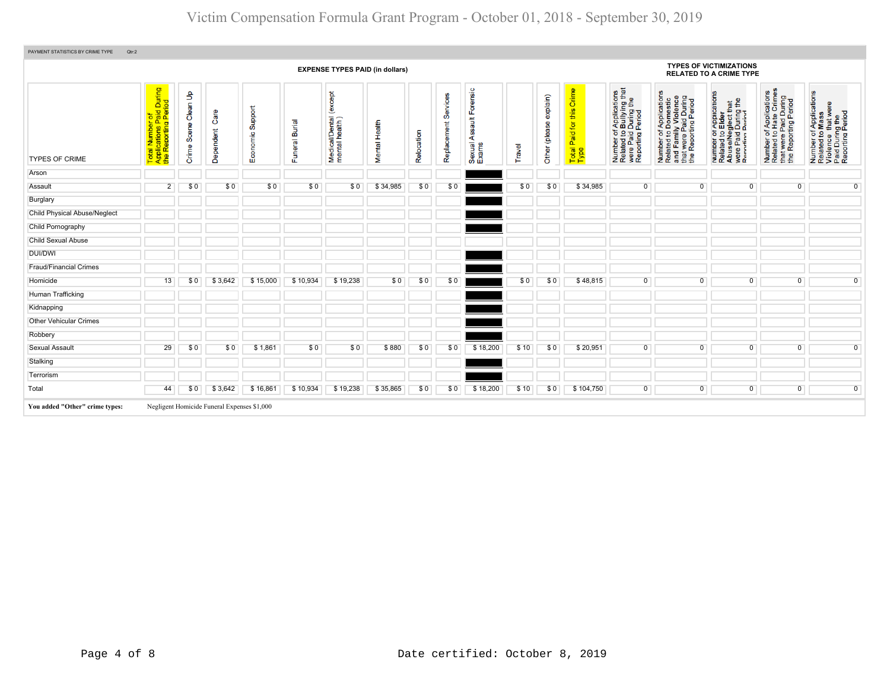# Victim Compensation Formula Grant Program - October 01, 2018 - September 30, 2019

PAYMENT STATISTICS BY CRIME TYPE Qtr:2

| TYPES OF CRIME | EXPENSE TYPES PAID (in dollars) | | | | | | | | | | | | | TYPES OF VICTIMIZATIONS RELATED TO A CRIME TYPE | | | | |
|---|---|---|---|---|---|---|---|---|---|---|---|---|---|---|---|---|---|---|
| | Total Number of Applications Paid During the Reporting Period | Crime Scene Clean Up | Dependent Care | Economic Support | Funeral Burial | Medical/Dental (except mental health) | Mental Health | Relocation | Replacement Services | Sexual Assault Forensic Exams | Travel | Other (please explain) | Total Paid for this Crime Type | Number of Applications Related to Bullying that were Paid During the Reporting Period | Number of Applications Related to Domestic and Family Violence that were Paid During the Reporting Period | Number of Applications Related to Elder Abuse/Neglect that were Paid During the Reporting Period | Number of Applications Related to Hate Crimes that were Paid During the Reporting Period | Number of Applications Related to Mass Violence that were Paid During the Reporting Period |
| Arson | | | | | | | | | | | | | | | | | | |
| Assault | 2 | $ 0 | $ 0 | $ 0 | $ 0 | $ 0 | $ 34,985 | $ 0 | $ 0 | | $ 0 | $ 0 | $ 34,985 | 0 | 0 | 0 | 0 | 0 |
| Burglary | | | | | | | | | | | | | | | | | | |
| Child Physical Abuse/Neglect | | | | | | | | | | | | | | | | | | |
| Child Pornography | | | | | | | | | | | | | | | | | | |
| Child Sexual Abuse | | | | | | | | | | | | | | | | | | |
| DUI/DWI | | | | | | | | | | | | | | | | | | |
| Fraud/Financial Crimes | | | | | | | | | | | | | | | | | | |
| Homicide | 13 | $ 0 | $ 3,642 | $ 15,000 | $ 10,934 | $ 19,238 | $ 0 | $ 0 | $ 0 | | $ 0 | $ 0 | $ 48,815 | 0 | 0 | 0 | 0 | 0 |
| Human Trafficking | | | | | | | | | | | | | | | | | | |
| Kidnapping | | | | | | | | | | | | | | | | | | |
| Other Vehicular Crimes | | | | | | | | | | | | | | | | | | |
| Robbery | | | | | | | | | | | | | | | | | | |
| Sexual Assault | 29 | $ 0 | $ 0 | $ 1,861 | $ 0 | $ 0 | $ 880 | $ 0 | $ 0 | $ 18,200 | $ 10 | $ 0 | $ 20,951 | 0 | 0 | 0 | 0 | 0 |
| Stalking | | | | | | | | | | | | | | | | | | |
| Terrorism | | | | | | | | | | | | | | | | | | |
| Total | 44 | $ 0 | $ 3,642 | $ 16,861 | $ 10,934 | $ 19,238 | $ 35,865 | $ 0 | $ 0 | $ 18,200 | $ 10 | $ 0 | $ 104,750 | 0 | 0 | 0 | 0 | 0 |

**You added "Other" crime types:** Negligent Homicide Funeral Expenses $1,000

Date certified: October 8, 2019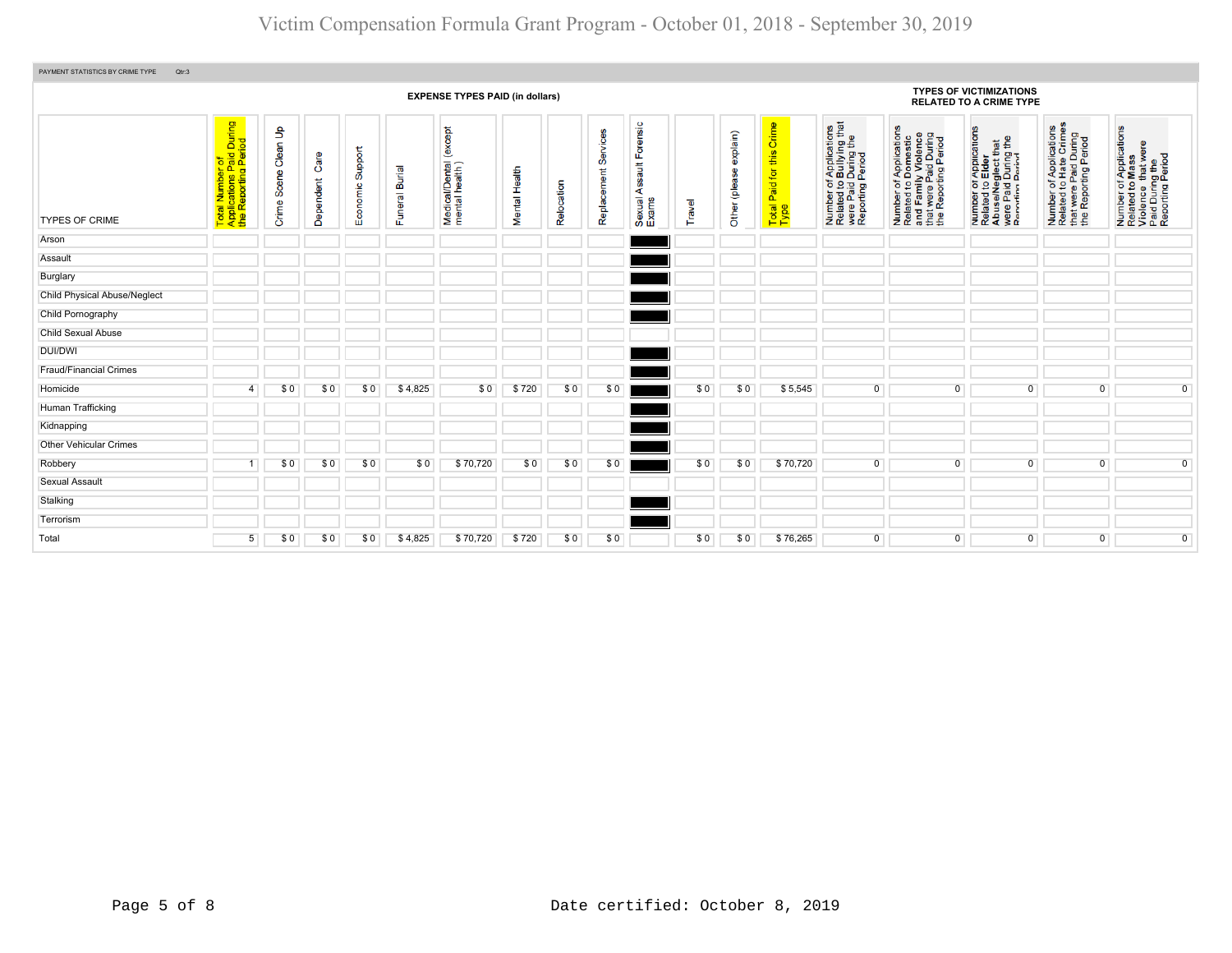# Victim Compensation Formula Grant Program - October 01, 2018 - September 30, 2019

PAYMENT STATISTICS BY CRIME TYPE Qtr:3

| TYPES OF CRIME | EXPENSE TYPES PAID (in dollars) | | | | | | | | | | | | | TYPES OF VICTIMIZATIONS RELATED TO A CRIME TYPE | | | | |
|---|---|---|---|---|---|---|---|---|---|---|---|---|---|---|---|---|---|---|
| | Total Number of Applications Paid During the Reporting Period | Crime Scene Clean Up | Dependent Care | Economic Support | Funeral Burial | Medical/Dental (except mental health) | Mental Health | Relocation | Replacement Services | Sexual Assault Forensic Exams | Travel | Other (please explain) | Total Paid for this Crime Type | Number of Applications Related to Bullying that were Paid During the Reporting Period | Number of Applications Related to Domestic and Family Violence that were Paid During the Reporting Period | Number of Applications Related to Elder Abuse/Neglect that were Paid During the Reporting Period | Number of Applications Related to Hate Crimes that were Paid During the Reporting Period | Number of Applications Related to Mass Violence that were Paid During the Reporting Period |
| Arson | | | | | | | | | | | | | | | | | | |
| Assault | | | | | | | | | | | | | | | | | | |
| Burglary | | | | | | | | | | | | | | | | | | |
| Child Physical Abuse/Neglect | | | | | | | | | | | | | | | | | | |
| Child Pornography | | | | | | | | | | | | | | | | | | |
| Child Sexual Abuse | | | | | | | | | | | | | | | | | | |
| DUI/DWI | | | | | | | | | | | | | | | | | | |
| Fraud/Financial Crimes | | | | | | | | | | | | | | | | | | |
| Homicide | 4 | $ 0 | $ 0 | $ 0 | $ 4,825 | $ 0 | $ 720 | $ 0 | $ 0 | | $ 0 | $ 0 | $ 5,545 | 0 | 0 | 0 | 0 | 0 |
| Human Trafficking | | | | | | | | | | | | | | | | | | |
| Kidnapping | | | | | | | | | | | | | | | | | | |
| Other Vehicular Crimes | | | | | | | | | | | | | | | | | | |
| Robbery | 1 | $ 0 | $ 0 | $ 0 | $ 0 | $ 70,720 | $ 0 | $ 0 | $ 0 | | $ 0 | $ 0 | $ 70,720 | 0 | 0 | 0 | 0 | 0 |
| Sexual Assault | | | | | | | | | | | | | | | | | | |
| Stalking | | | | | | | | | | | | | | | | | | |
| Terrorism | | | | | | | | | | | | | | | | | | |
| Total | 5 | $ 0 | $ 0 | $ 0 | $ 4,825 | $ 70,720 | $ 720 | $ 0 | $ 0 | | $ 0 | $ 0 | $ 76,265 | 0 | 0 | 0 | 0 | 0 |

Date certified: October 8, 2019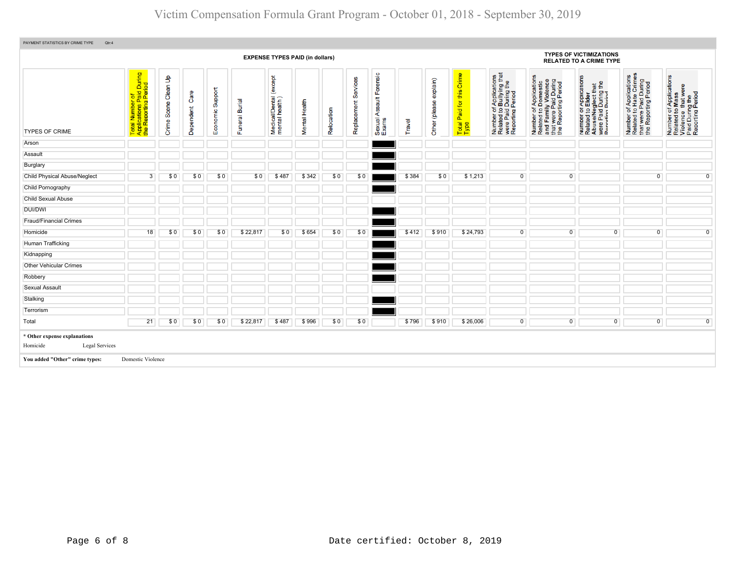# Victim Compensation Formula Grant Program - October 01, 2018 - September 30, 2019

PAYMENT STATISTICS BY CRIME TYPE Qtr:4

| TYPES OF CRIME | EXPENSE TYPES PAID (in dollars) | | | | | | | | | | | | | | TYPES OF VICTIMIZATIONS RELATED TO A CRIME TYPE | | | | |
|---|---|---|---|---|---|---|---|---|---|---|---|---|---|---|---|---|---|---|---|
| | Total Number of Applications Paid During the Reporting Period | Crime Scene Clean Up | Dependent Care | Economic Support | Funeral Burial | Medical/Dental (except mental health) | Mental Health | Relocation | Replacement Services | Sexual Assault Forensic Exams | Travel | Other (please explain) | Total Paid for this Crime Type | Number of Applications Related to Bullying that were Paid During the Reporting Period | Number of Applications Related to Domestic and Family Violence that were Paid During the Reporting Period | Number of Applications Related to Elder Abuse/Neglect that were Paid During the Reporting Period | Number of Applications Related to Hate Crimes that were Paid During the Reporting Period | Number of Applications Related to Mass Violence that were Paid During the Reporting Period |
| Arson | | | | | | | | | | | | | | | | | | |
| Assault | | | | | | | | | | | | | | | | | | |
| Burglary | | | | | | | | | | | | | | | | | | |
| Child Physical Abuse/Neglect | 3 | $ 0 | $ 0 | $ 0 | $ 0 | $ 487 | $ 342 | $ 0 | $ 0 | | $ 384 | $ 0 | $ 1,213 | 0 | 0 | | 0 | 0 |
| Child Pornography | | | | | | | | | | | | | | | | | | |
| Child Sexual Abuse | | | | | | | | | | | | | | | | | | |
| DUI/DWI | | | | | | | | | | | | | | | | | | |
| Fraud/Financial Crimes | | | | | | | | | | | | | | | | | | |
| Homicide | 18 | $ 0 | $ 0 | $ 0 | $ 22,817 | $ 0 | $ 654 | $ 0 | $ 0 | | $ 412 | $ 910 | $ 24,793 | 0 | 0 | 0 | 0 | 0 |
| Human Trafficking | | | | | | | | | | | | | | | | | | |
| Kidnapping | | | | | | | | | | | | | | | | | | |
| Other Vehicular Crimes | | | | | | | | | | | | | | | | | | |
| Robbery | | | | | | | | | | | | | | | | | | |
| Sexual Assault | | | | | | | | | | | | | | | | | | |
| Stalking | | | | | | | | | | | | | | | | | | |
| Terrorism | | | | | | | | | | | | | | | | | | |
| Total | 21 | $ 0 | $ 0 | $ 0 | $ 22,817 | $ 487 | $ 996 | $ 0 | $ 0 | | $ 796 | $ 910 | $ 26,006 | 0 | 0 | 0 | 0 | 0 |

**\* Other expense explanations**

Homicide — Legal Services

**You added "Other" crime types:** Domestic Violence

Date certified: October 8, 2019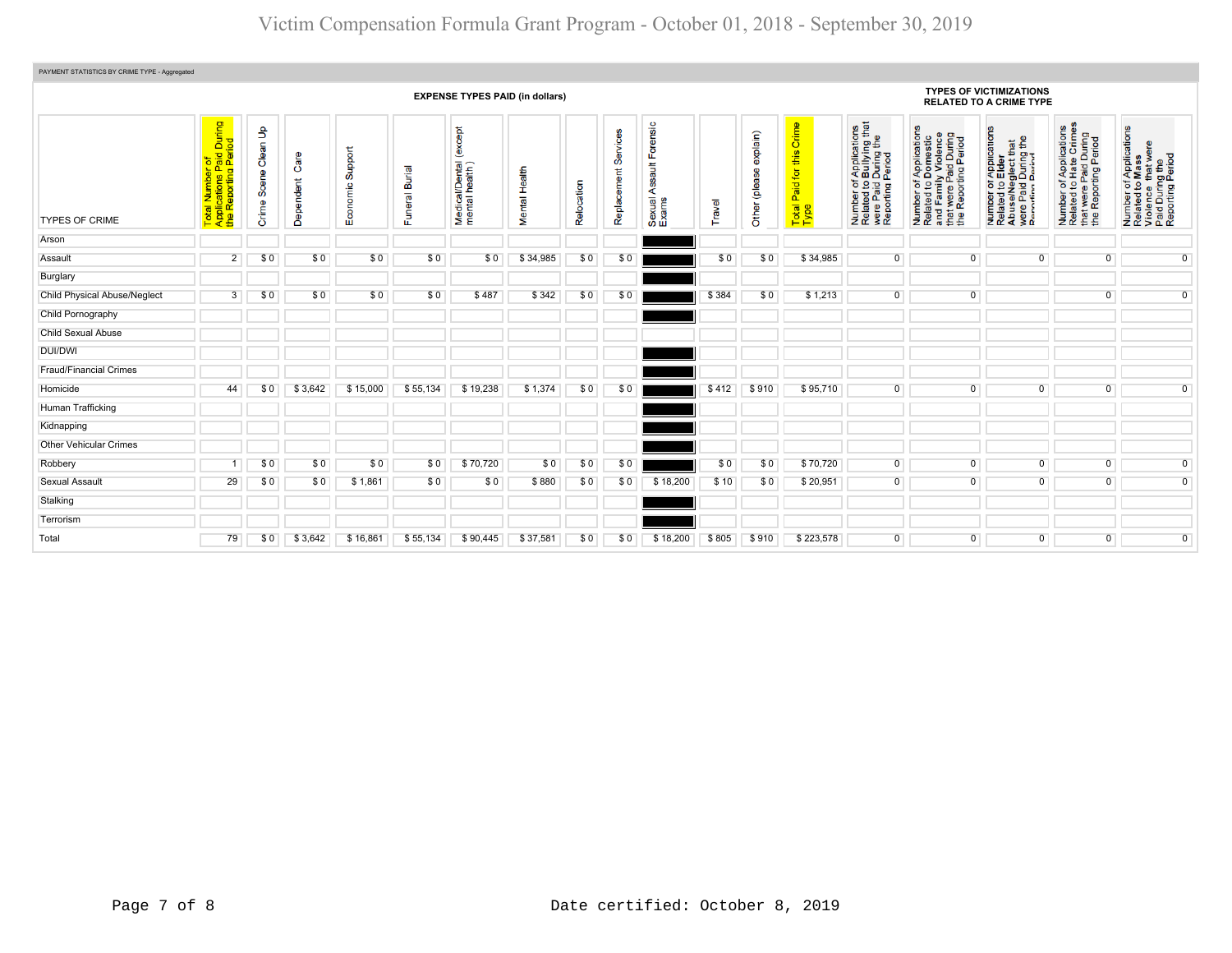# Victim Compensation Formula Grant Program - October 01, 2018 - September 30, 2019

PAYMENT STATISTICS BY CRIME TYPE - Aggregated

| TYPES OF CRIME | EXPENSE TYPES PAID (in dollars) | | | | | | | | | | | | | | TYPES OF VICTIMIZATIONS RELATED TO A CRIME TYPE | | | | |
|---|---|---|---|---|---|---|---|---|---|---|---|---|---|---|---|---|---|---|---|
| | Total Number of Applications Paid During the Reporting Period | Crime Scene Clean Up | Dependent Care | Economic Support | Funeral Burial | Medical/Dental (except mental health) | Mental Health | Relocation | Replacement Services | Sexual Assault Forensic Exams | Travel | Other (please explain) | Total Paid for this Crime Type | Number of Applications Related to Bullying that were Paid During the Reporting Period | Number of Applications Related to Domestic and Family Violence that were Paid During the Reporting Period | Number of Applications Related to Elder Abuse/Neglect that were Paid During the Reporting Period | Number of Applications Related to Hate Crimes that were Paid During the Reporting Period | Number of Applications Related to Mass Violence that were Paid During the Reporting Period |
| Arson | | | | | | | | | | | | | | | | | | |
| Assault | 2 | $ 0 | $ 0 | $ 0 | $ 0 | $ 0 | $ 34,985 | $ 0 | $ 0 | | $ 0 | $ 0 | $ 34,985 | 0 | 0 | 0 | 0 | 0 |
| Burglary | | | | | | | | | | | | | | | | | | |
| Child Physical Abuse/Neglect | 3 | $ 0 | $ 0 | $ 0 | $ 0 | $ 487 | $ 342 | $ 0 | $ 0 | | $ 384 | $ 0 | $ 1,213 | 0 | 0 | | 0 | 0 |
| Child Pornography | | | | | | | | | | | | | | | | | | |
| Child Sexual Abuse | | | | | | | | | | | | | | | | | | |
| DUI/DWI | | | | | | | | | | | | | | | | | | |
| Fraud/Financial Crimes | | | | | | | | | | | | | | | | | | |
| Homicide | 44 | $ 0 | $ 3,642 | $ 15,000 | $ 55,134 | $ 19,238 | $ 1,374 | $ 0 | $ 0 | | $ 412 | $ 910 | $ 95,710 | 0 | 0 | 0 | 0 | 0 |
| Human Trafficking | | | | | | | | | | | | | | | | | | |
| Kidnapping | | | | | | | | | | | | | | | | | | |
| Other Vehicular Crimes | | | | | | | | | | | | | | | | | | |
| Robbery | 1 | $ 0 | $ 0 | $ 0 | $ 0 | $ 70,720 | $ 0 | $ 0 | $ 0 | | $ 0 | $ 0 | $ 70,720 | 0 | 0 | 0 | 0 | 0 |
| Sexual Assault | 29 | $ 0 | $ 0 | $ 1,861 | $ 0 | $ 0 | $ 880 | $ 0 | $ 0 | $ 18,200 | $ 10 | $ 0 | $ 20,951 | 0 | 0 | 0 | 0 | 0 |
| Stalking | | | | | | | | | | | | | | | | | | |
| Terrorism | | | | | | | | | | | | | | | | | | |
| Total | 79 | $ 0 | $ 3,642 | $ 16,861 | $ 55,134 | $ 90,445 | $ 37,581 | $ 0 | $ 0 | $ 18,200 | $ 805 | $ 910 | $ 223,578 | 0 | 0 | 0 | 0 | 0 |

Date certified: October 8, 2019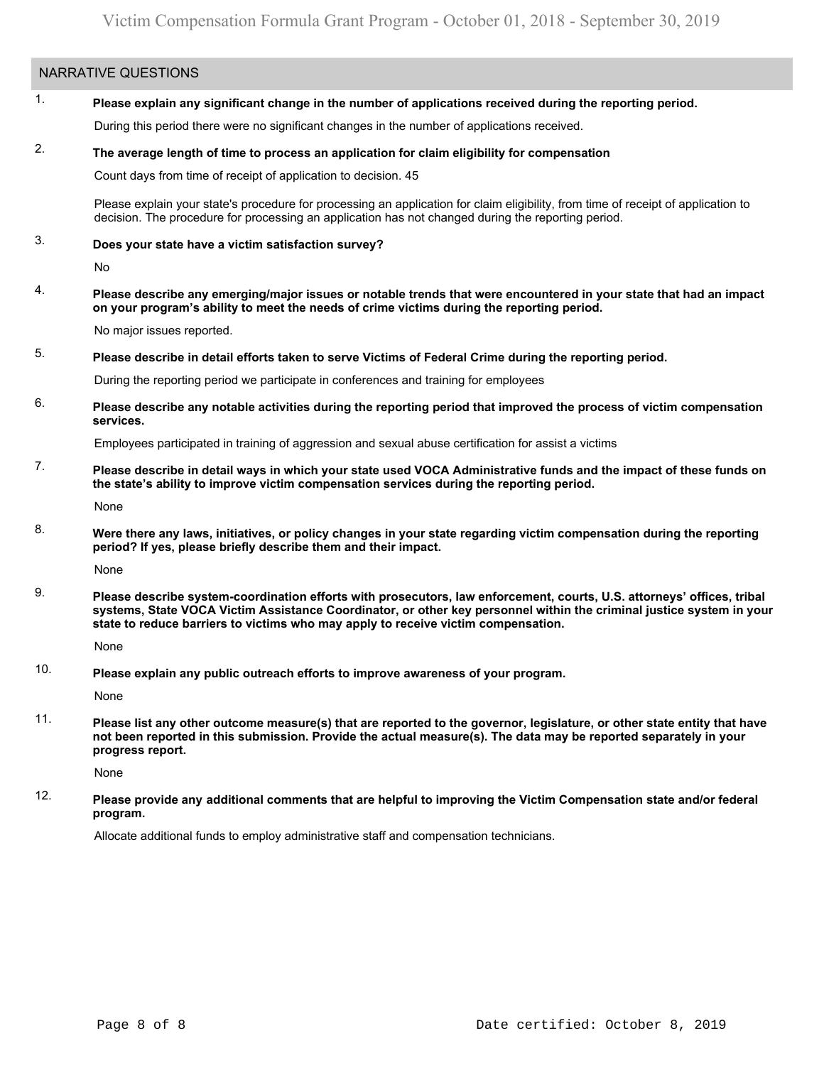## NARRATIVE QUESTIONS

1. **Please explain any significant change in the number of applications received during the reporting period.**

   During this period there were no significant changes in the number of applications received.

2. **The average length of time to process an application for claim eligibility for compensation**

   Count days from time of receipt of application to decision. 45

   Please explain your state's procedure for processing an application for claim eligibility, from time of receipt of application to decision. The procedure for processing an application has not changed during the reporting period.

3. **Does your state have a victim satisfaction survey?**

   No

4. **Please describe any emerging/major issues or notable trends that were encountered in your state that had an impact on your program's ability to meet the needs of crime victims during the reporting period.**

   No major issues reported.

5. **Please describe in detail efforts taken to serve Victims of Federal Crime during the reporting period.**

   During the reporting period we participate in conferences and training for employees

6. **Please describe any notable activities during the reporting period that improved the process of victim compensation services.**

   Employees participated in training of aggression and sexual abuse certification for assist a victims

7. **Please describe in detail ways in which your state used VOCA Administrative funds and the impact of these funds on the state's ability to improve victim compensation services during the reporting period.**

   None

8. **Were there any laws, initiatives, or policy changes in your state regarding victim compensation during the reporting period? If yes, please briefly describe them and their impact.**

   None

9. **Please describe system-coordination efforts with prosecutors, law enforcement, courts, U.S. attorneys' offices, tribal systems, State VOCA Victim Assistance Coordinator, or other key personnel within the criminal justice system in your state to reduce barriers to victims who may apply to receive victim compensation.**

   None

10. **Please explain any public outreach efforts to improve awareness of your program.**

    None

11. **Please list any other outcome measure(s) that are reported to the governor, legislature, or other state entity that have not been reported in this submission. Provide the actual measure(s). The data may be reported separately in your progress report.**

    None

12. **Please provide any additional comments that are helpful to improving the Victim Compensation state and/or federal program.**

    Allocate additional funds to employ administrative staff and compensation technicians.

Date certified: October 8, 2019